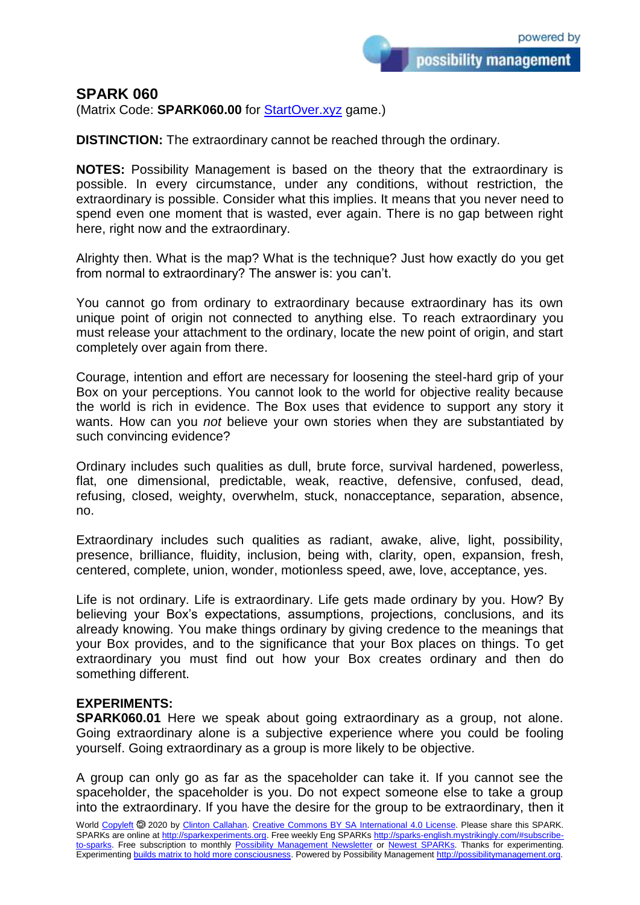## SPARK 060

(Matrix Code: **SPARK060.00** for StartOver.xyz game.)

**DISTINCTION:** The extraordinary cannot be reached through the ordinary.

**NOTES:** Possibility Management is based on the theory that the extraordinary is possible. In every circumstance, under any conditions, without restriction, the extraordinary is possible. Consider what this implies. It means that you never need to spend even one moment that is wasted, ever again. There is no gap between right here, right now and the extraordinary.

Alrighty then. What is the map? What is the technique? Just how exactly do you get from normal to extraordinary? The answer is: you can't.

You cannot go from ordinary to extraordinary because extraordinary has its own unique point of origin not connected to anything else. To reach extraordinary you must release your attachment to the ordinary, locate the new point of origin, and start completely over again from there.

Courage, intention and effort are necessary for loosening the steel-hard grip of your Box on your perceptions. You cannot look to the world for objective reality because the world is rich in evidence. The Box uses that evidence to support any story it wants. How can you *not* believe your own stories when they are substantiated by such convincing evidence?

Ordinary includes such qualities as dull, brute force, survival hardened, powerless, flat, one dimensional, predictable, weak, reactive, defensive, confused, dead, refusing, closed, weighty, overwhelm, stuck, nonacceptance, separation, absence, no.

Extraordinary includes such qualities as radiant, awake, alive, light, possibility, presence, brilliance, fluidity, inclusion, being with, clarity, open, expansion, fresh, centered, complete, union, wonder, motionless speed, awe, love, acceptance, yes.

Life is not ordinary. Life is extraordinary. Life gets made ordinary by you. How? By believing your Box's expectations, assumptions, projections, conclusions, and its already knowing. You make things ordinary by giving credence to the meanings that your Box provides, and to the significance that your Box places on things. To get extraordinary you must find out how your Box creates ordinary and then do something different.

**EXPERIMENTS:**

**SPARK060.01** Here we speak about going extraordinary as a group, not alone. Going extraordinary alone is a subjective experience where you could be fooling yourself. Going extraordinary as a group is more likely to be objective.

A group can only go as far as the spaceholder can take it. If you cannot see the spaceholder, the spaceholder is you. Do not expect someone else to take a group into the extraordinary. If you have the desire for the group to be extraordinary, then it

World Copyleft 🄯 2020 by Clinton Callahan. Creative Commons BY SA International 4.0 License. Please share this SPARK. SPARKs are online at http://sparkexperiments.org. Free weekly Eng SPARKs http://sparks-english.mystrikingly.com/#subscribe-to-sparks. Free subscription to monthly Possibility Management Newsletter or Newest SPARKs. Thanks for experimenting. Experimenting builds matrix to hold more consciousness. Powered by Possibility Management http://possibilitymanagement.org.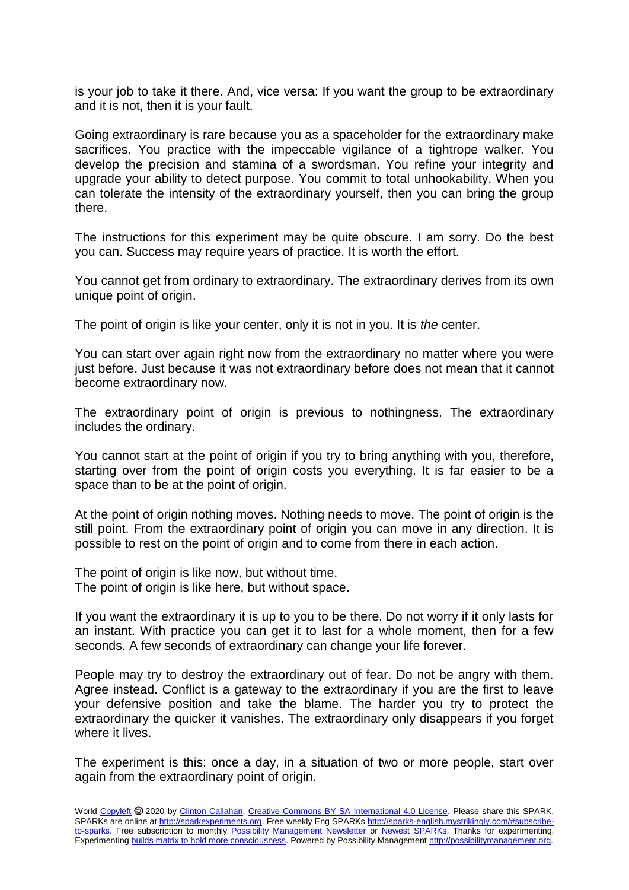is your job to take it there. And, vice versa: If you want the group to be extraordinary and it is not, then it is your fault.

Going extraordinary is rare because you as a spaceholder for the extraordinary make sacrifices. You practice with the impeccable vigilance of a tightrope walker. You develop the precision and stamina of a swordsman. You refine your integrity and upgrade your ability to detect purpose. You commit to total unhookability. When you can tolerate the intensity of the extraordinary yourself, then you can bring the group there.

The instructions for this experiment may be quite obscure. I am sorry. Do the best you can. Success may require years of practice. It is worth the effort.

You cannot get from ordinary to extraordinary. The extraordinary derives from its own unique point of origin.

The point of origin is like your center, only it is not in you. It is *the* center.

You can start over again right now from the extraordinary no matter where you were just before. Just because it was not extraordinary before does not mean that it cannot become extraordinary now.

The extraordinary point of origin is previous to nothingness. The extraordinary includes the ordinary.

You cannot start at the point of origin if you try to bring anything with you, therefore, starting over from the point of origin costs you everything. It is far easier to be a space than to be at the point of origin.

At the point of origin nothing moves. Nothing needs to move. The point of origin is the still point. From the extraordinary point of origin you can move in any direction. It is possible to rest on the point of origin and to come from there in each action.

The point of origin is like now, but without time.
The point of origin is like here, but without space.

If you want the extraordinary it is up to you to be there. Do not worry if it only lasts for an instant. With practice you can get it to last for a whole moment, then for a few seconds. A few seconds of extraordinary can change your life forever.

People may try to destroy the extraordinary out of fear. Do not be angry with them. Agree instead. Conflict is a gateway to the extraordinary if you are the first to leave your defensive position and take the blame. The harder you try to protect the extraordinary the quicker it vanishes. The extraordinary only disappears if you forget where it lives.

The experiment is this: once a day, in a situation of two or more people, start over again from the extraordinary point of origin.

World Copyleft 🄯 2020 by Clinton Callahan. Creative Commons BY SA International 4.0 License. Please share this SPARK. SPARKs are online at http://sparkexperiments.org. Free weekly Eng SPARKs http://sparks-english.mystrikingly.com/#subscribe-to-sparks. Free subscription to monthly Possibility Management Newsletter or Newest SPARKs. Thanks for experimenting. Experimenting builds matrix to hold more consciousness. Powered by Possibility Management http://possibilitymanagement.org.